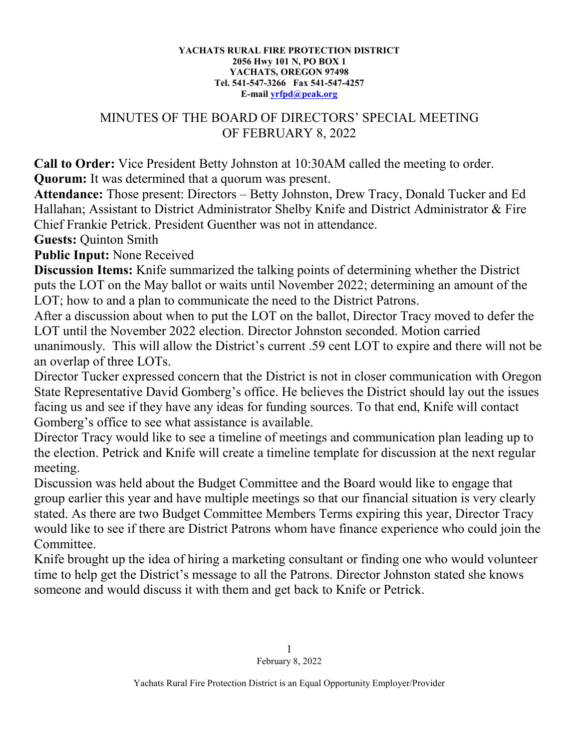**YACHATS RURAL FIRE PROTECTION DISTRICT**
**2056 Hwy 101 N, PO BOX 1**
**YACHATS, OREGON 97498**
**Tel. 541-547-3266 Fax 541-547-4257**
**E-mail yrfpd@peak.org**

# MINUTES OF THE BOARD OF DIRECTORS' SPECIAL MEETING OF FEBRUARY 8, 2022

**Call to Order:** Vice President Betty Johnston at 10:30AM called the meeting to order.
**Quorum:** It was determined that a quorum was present.
**Attendance:** Those present: Directors – Betty Johnston, Drew Tracy, Donald Tucker and Ed Hallahan; Assistant to District Administrator Shelby Knife and District Administrator & Fire Chief Frankie Petrick. President Guenther was not in attendance.
**Guests:** Quinton Smith
**Public Input:** None Received
**Discussion Items:** Knife summarized the talking points of determining whether the District puts the LOT on the May ballot or waits until November 2022; determining an amount of the LOT; how to and a plan to communicate the need to the District Patrons.
After a discussion about when to put the LOT on the ballot, Director Tracy moved to defer the LOT until the November 2022 election. Director Johnston seconded. Motion carried unanimously. This will allow the District's current .59 cent LOT to expire and there will not be an overlap of three LOTs.
Director Tucker expressed concern that the District is not in closer communication with Oregon State Representative David Gomberg's office. He believes the District should lay out the issues facing us and see if they have any ideas for funding sources. To that end, Knife will contact Gomberg's office to see what assistance is available.
Director Tracy would like to see a timeline of meetings and communication plan leading up to the election. Petrick and Knife will create a timeline template for discussion at the next regular meeting.
Discussion was held about the Budget Committee and the Board would like to engage that group earlier this year and have multiple meetings so that our financial situation is very clearly stated. As there are two Budget Committee Members Terms expiring this year, Director Tracy would like to see if there are District Patrons whom have finance experience who could join the Committee.
Knife brought up the idea of hiring a marketing consultant or finding one who would volunteer time to help get the District's message to all the Patrons. Director Johnston stated she knows someone and would discuss it with them and get back to Knife or Petrick.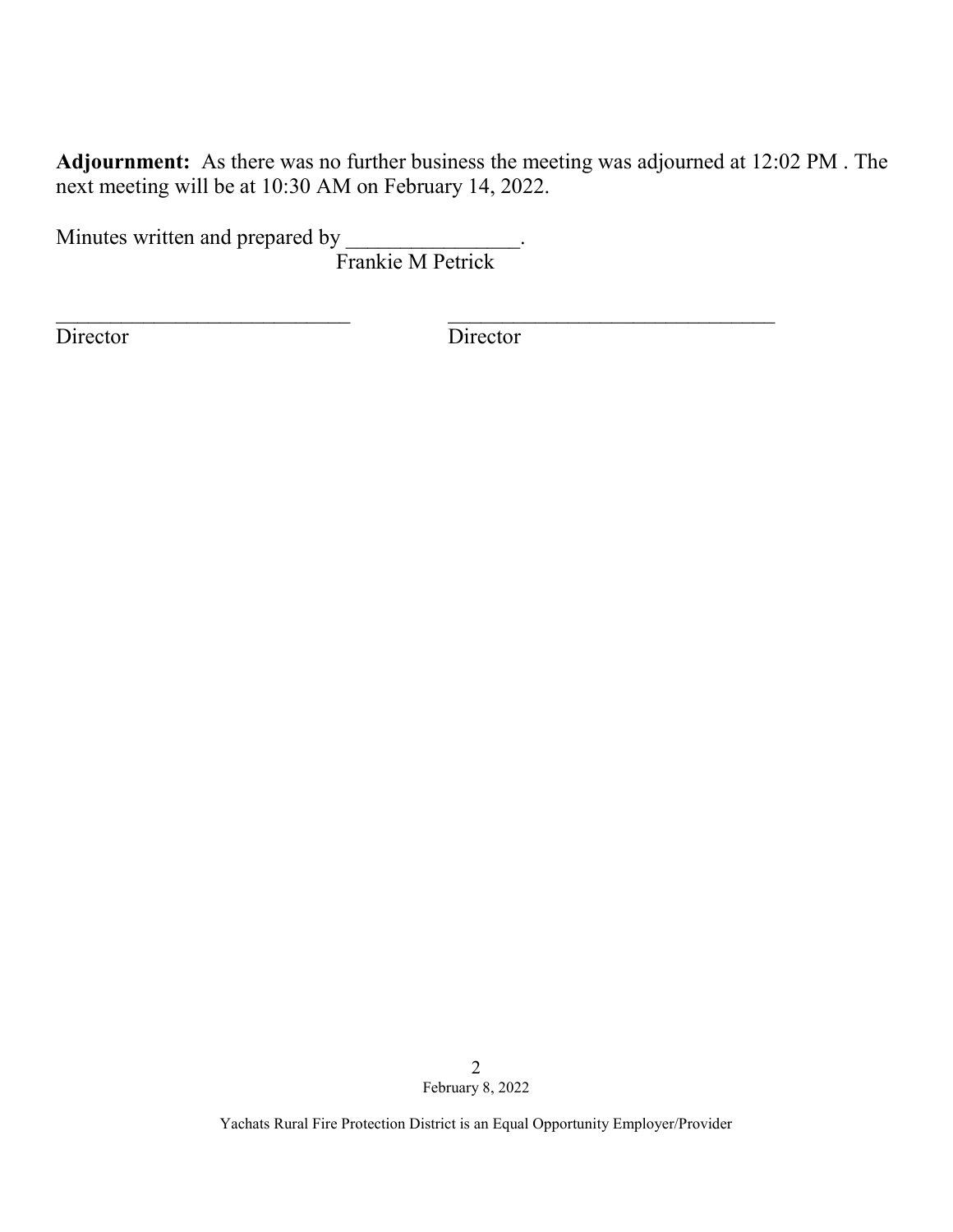**Adjournment:** As there was no further business the meeting was adjourned at 12:02 PM . The next meeting will be at 10:30 AM on February 14, 2022.

Minutes written and prepared by _______________.
Frankie M Petrick

___________________________ ______________________________
Director Director

February 8, 2022

Yachats Rural Fire Protection District is an Equal Opportunity Employer/Provider